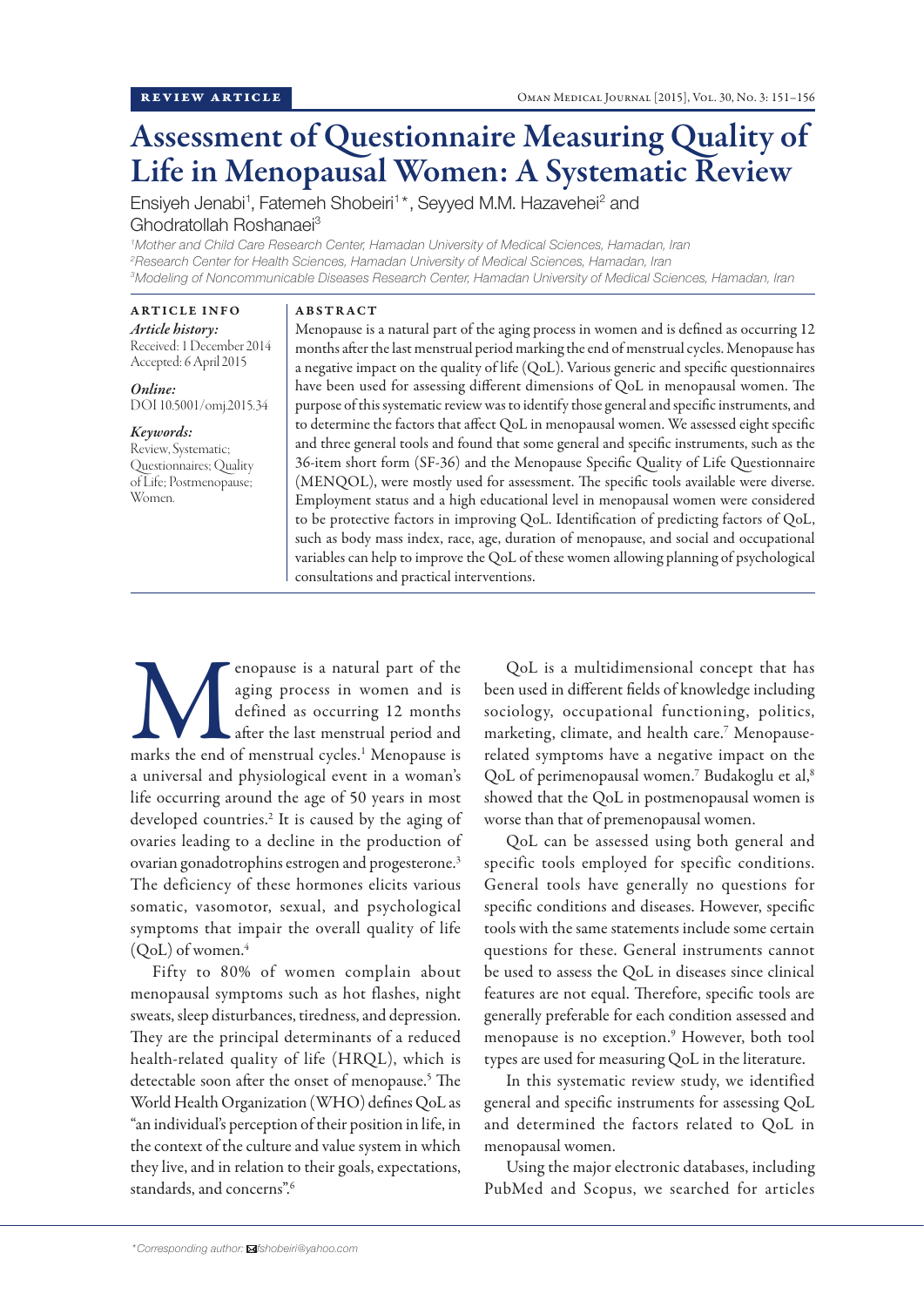REVIEW ARTICLE

# Assessment of Questionnaire Measuring Quality of Life in Menopausal Women: A Systematic Review

Ensiyeh Jenabi[1], Fatemeh Shobeiri[1]*, Seyyed M.M. Hazavehei[2] and Ghodratollah Roshanaei[3]

[1]Mother and Child Care Research Center, Hamadan University of Medical Sciences, Hamadan, Iran
[2]Research Center for Health Sciences, Hamadan University of Medical Sciences, Hamadan, Iran
[3]Modeling of Noncommunicable Diseases Research Center, Hamadan University of Medical Sciences, Hamadan, Iran

## ARTICLE INFO

*Article history:*
Received: 1 December 2014
Accepted: 6 April 2015

*Online:*
DOI 10.5001/omj.2015.34

*Keywords:*
Review, Systematic; Questionnaires; Quality of Life; Postmenopause; Women.

## ABSTRACT

Menopause is a natural part of the aging process in women and is defined as occurring 12 months after the last menstrual period marking the end of menstrual cycles. Menopause has a negative impact on the quality of life (QoL). Various generic and specific questionnaires have been used for assessing different dimensions of QoL in menopausal women. The purpose of this systematic review was to identify those general and specific instruments, and to determine the factors that affect QoL in menopausal women. We assessed eight specific and three general tools and found that some general and specific instruments, such as the 36-item short form (SF-36) and the Menopause Specific Quality of Life Questionnaire (MENQOL), were mostly used for assessment. The specific tools available were diverse. Employment status and a high educational level in menopausal women were considered to be protective factors in improving QoL. Identification of predicting factors of QoL, such as body mass index, race, age, duration of menopause, and social and occupational variables can help to improve the QoL of these women allowing planning of psychological consultations and practical interventions.

Menopause is a natural part of the aging process in women and is defined as occurring 12 months after the last menstrual period and marks the end of menstrual cycles.[1] Menopause is a universal and physiological event in a woman's life occurring around the age of 50 years in most developed countries.[2] It is caused by the aging of ovaries leading to a decline in the production of ovarian gonadotrophins estrogen and progesterone.[3] The deficiency of these hormones elicits various somatic, vasomotor, sexual, and psychological symptoms that impair the overall quality of life (QoL) of women.[4]

Fifty to 80% of women complain about menopausal symptoms such as hot flashes, night sweats, sleep disturbances, tiredness, and depression. They are the principal determinants of a reduced health-related quality of life (HRQL), which is detectable soon after the onset of menopause.[5] The World Health Organization (WHO) defines QoL as "an individual's perception of their position in life, in the context of the culture and value system in which they live, and in relation to their goals, expectations, standards, and concerns".[6]

QoL is a multidimensional concept that has been used in different fields of knowledge including sociology, occupational functioning, politics, marketing, climate, and health care.[7] Menopause-related symptoms have a negative impact on the QoL of perimenopausal women.[7] Budakoglu et al,[8] showed that the QoL in postmenopausal women is worse than that of premenopausal women.

QoL can be assessed using both general and specific tools employed for specific conditions. General tools have generally no questions for specific conditions and diseases. However, specific tools with the same statements include some certain questions for these. General instruments cannot be used to assess the QoL in diseases since clinical features are not equal. Therefore, specific tools are generally preferable for each condition assessed and menopause is no exception.[9] However, both tool types are used for measuring QoL in the literature.

In this systematic review study, we identified general and specific instruments for assessing QoL and determined the factors related to QoL in menopausal women.

Using the major electronic databases, including PubMed and Scopus, we searched for articles

*Corresponding author: fshobeiri@yahoo.com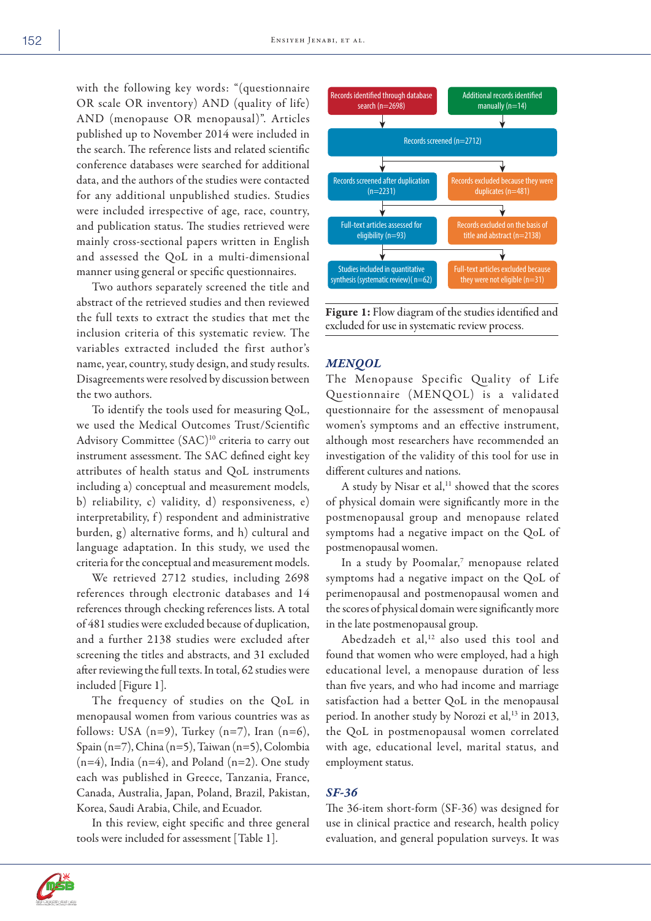with the following key words: "(questionnaire OR scale OR inventory) AND (quality of life) AND (menopause OR menopausal)". Articles published up to November 2014 were included in the search. The reference lists and related scientific conference databases were searched for additional data, and the authors of the studies were contacted for any additional unpublished studies. Studies were included irrespective of age, race, country, and publication status. The studies retrieved were mainly cross-sectional papers written in English and assessed the QoL in a multi-dimensional manner using general or specific questionnaires.

Two authors separately screened the title and abstract of the retrieved studies and then reviewed the full texts to extract the studies that met the inclusion criteria of this systematic review. The variables extracted included the first author's name, year, country, study design, and study results. Disagreements were resolved by discussion between the two authors.

To identify the tools used for measuring QoL, we used the Medical Outcomes Trust/Scientific Advisory Committee (SAC)[10] criteria to carry out instrument assessment. The SAC defined eight key attributes of health status and QoL instruments including a) conceptual and measurement models, b) reliability, c) validity, d) responsiveness, e) interpretability, f) respondent and administrative burden, g) alternative forms, and h) cultural and language adaptation. In this study, we used the criteria for the conceptual and measurement models.

We retrieved 2712 studies, including 2698 references through electronic databases and 14 references through checking references lists. A total of 481 studies were excluded because of duplication, and a further 2138 studies were excluded after screening the titles and abstracts, and 31 excluded after reviewing the full texts. In total, 62 studies were included [Figure 1].

The frequency of studies on the QoL in menopausal women from various countries was as follows: USA (n=9), Turkey (n=7), Iran (n=6), Spain (n=7), China (n=5), Taiwan (n=5), Colombia (n=4), India (n=4), and Poland (n=2). One study each was published in Greece, Tanzania, France, Canada, Australia, Japan, Poland, Brazil, Pakistan, Korea, Saudi Arabia, Chile, and Ecuador.

In this review, eight specific and three general tools were included for assessment [Table 1].

Records identified through database search (n=2698)

Additional records identified manually (n=14)

Records screened (n=2712)

Records screened after duplication (n=2231)

Records excluded because they were duplicates (n=481)

Full-text articles assessed for eligibility (n=93)

Records excluded on the basis of title and abstract (n=2138)

Studies included in quantitative synthesis (systematic review) (n=62)

Full-text articles excluded because they were not eligible (n=31)

**Figure 1:** Flow diagram of the studies identified and excluded for use in systematic review process.

### *MENQOL*

The Menopause Specific Quality of Life Questionnaire (MENQOL) is a validated questionnaire for the assessment of menopausal women's symptoms and an effective instrument, although most researchers have recommended an investigation of the validity of this tool for use in different cultures and nations.

A study by Nisar et al,[11] showed that the scores of physical domain were significantly more in the postmenopausal group and menopause related symptoms had a negative impact on the QoL of postmenopausal women.

In a study by Poomalar,[7] menopause related symptoms had a negative impact on the QoL of perimenopausal and postmenopausal women and the scores of physical domain were significantly more in the late postmenopausal group.

Abedzadeh et al,[12] also used this tool and found that women who were employed, had a high educational level, a menopause duration of less than five years, and who had income and marriage satisfaction had a better QoL in the menopausal period. In another study by Norozi et al,[13] in 2013, the QoL in postmenopausal women correlated with age, educational level, marital status, and employment status.

### *SF-36*

The 36-item short-form (SF-36) was designed for use in clinical practice and research, health policy evaluation, and general population surveys. It was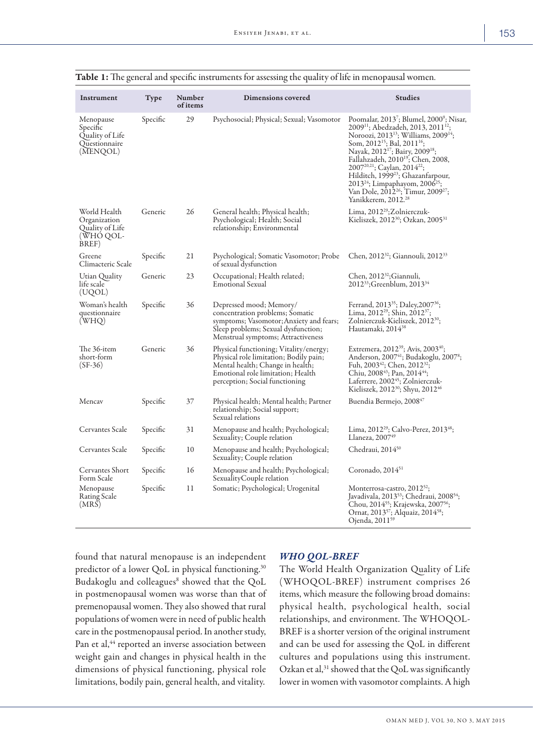**Table 1:** The general and specific instruments for assessing the quality of life in menopausal women.

| Instrument | Type | Number of items | Dimensions covered | Studies |
|---|---|---|---|---|
| Menopause Specific Quality of Life Questionnaire (MENQOL) | Specific | 29 | Psychosocial; Physical; Sexual; Vasomotor | Poomalar, 2013[7]; Blumel, 2000[9]; Nisar, 2009[11]; Abedzadeh, 2013, 2011[12]; Noroozi, 2013[13]; Williams, 2009[14]; Som, 2012[15]; Bal, 2011[16]; Nayak, 2012[17]; Bairy, 2009[18]; Fallahzadeh, 2010[19]; Chen, 2008, 2007[20,21]; Caylan, 2014[22]; Hilditch, 1999[23]; Ghazanfarpour, 2013[24]; Limpaphayom, 2006[25]; Van Dole, 2012[26]; Timur, 2009[27]; Yanikkerem, 2012.[28] |
| World Health Organization Quality of Life (WHO QOL-BREF) | Generic | 26 | General health; Physical health; Psychological; Health; Social relationship; Environmental | Lima, 2012[29];Zolnierczuk-Kieliszek, 2012[30]; Ozkan, 2005[31] |
| Greene Climacteric Scale | Specific | 21 | Psychological; Somatic Vasomotor; Probe of sexual dysfunction | Chen, 2012[32]; Giannouli, 2012[33] |
| Utian Quality life scale (UQOL) | Generic | 23 | Occupational; Health related; Emotional Sexual | Chen, 2012[32];Giannuli, 2012[33];Greenblum, 2013[34] |
| Woman's health questionnaire (WHQ) | Specific | 36 | Depressed mood; Memory/concentration problems; Somatic symptoms; Vasomotor;Anxiety and fears; Sleep problems; Sexual dysfunction; Menstrual symptoms; Attractiveness | Ferrand, 2013[35]; Daley,2007[36]; Lima, 2012[29]; Shin, 2012[37]; Zolnierczuk-Kieliszek, 2012[30]; Hautamaki, 2014[38] |
| The 36-item short-form (SF-36) | Generic | 36 | Physical functioning; Vitality/energy; Physical role limitation; Bodily pain; Mental health; Change in health; Emotional role limitation; Health perception; Social functioning | Extremera, 2012[39]; Avis, 2003[40]; Anderson, 2007[41]; Budakoglu, 2007[8]; Fuh, 2003[42]; Chen, 2012[32]; Chiu, 2008[43]; Pan, 2014[44]; Laferrere, 2002[45]; Zolnierczuk-Kieliszek, 2012[30]; Shyu, 2012[46] |
| Mencav | Specific | 37 | Physical health; Mental health; Partner relationship; Social support; Sexual relations | Buendia Bermejo, 2008[47] |
| Cervantes Scale | Specific | 31 | Menopause and health; Psychological; Sexuality; Couple relation | Lima, 2012[29]; Calvo-Perez, 2013[48]; Llaneza, 2007[49] |
| Cervantes Scale | Specific | 10 | Menopause and health; Psychological; Sexuality; Couple relation | Chedraui, 2014[50] |
| Cervantes Short Form Scale | Specific | 16 | Menopause and health; Psychological; SexualityCouple relation | Coronado, 2014[51] |
| Menopause Rating Scale (MRS) | Specific | 11 | Somatic; Psychological; Urogenital | Monterrosa-castro, 2012[52]; Javadivala, 2013[53]; Chedraui, 2008[54]; Chou, 2014[55]; Krajewska, 2007[56]; Ornat, 2013[57]; Alquaiz, 2014[58]; Ojenda, 2011[59] |

found that natural menopause is an independent predictor of a lower QoL in physical functioning.[30] Budakoglu and colleagues[8] showed that the QoL in postmenopausal women was worse than that of premenopausal women. They also showed that rural populations of women were in need of public health care in the postmenopausal period. In another study, Pan et al,[44] reported an inverse association between weight gain and changes in physical health in the dimensions of physical functioning, physical role limitations, bodily pain, general health, and vitality.

### *WHO QOL-BREF*

The World Health Organization Quality of Life (WHOQOL-BREF) instrument comprises 26 items, which measure the following broad domains: physical health, psychological health, social relationships, and environment. The WHOQOL-BREF is a shorter version of the original instrument and can be used for assessing the QoL in different cultures and populations using this instrument. Ozkan et al,[31] showed that the QoL was significantly lower in women with vasomotor complaints. A high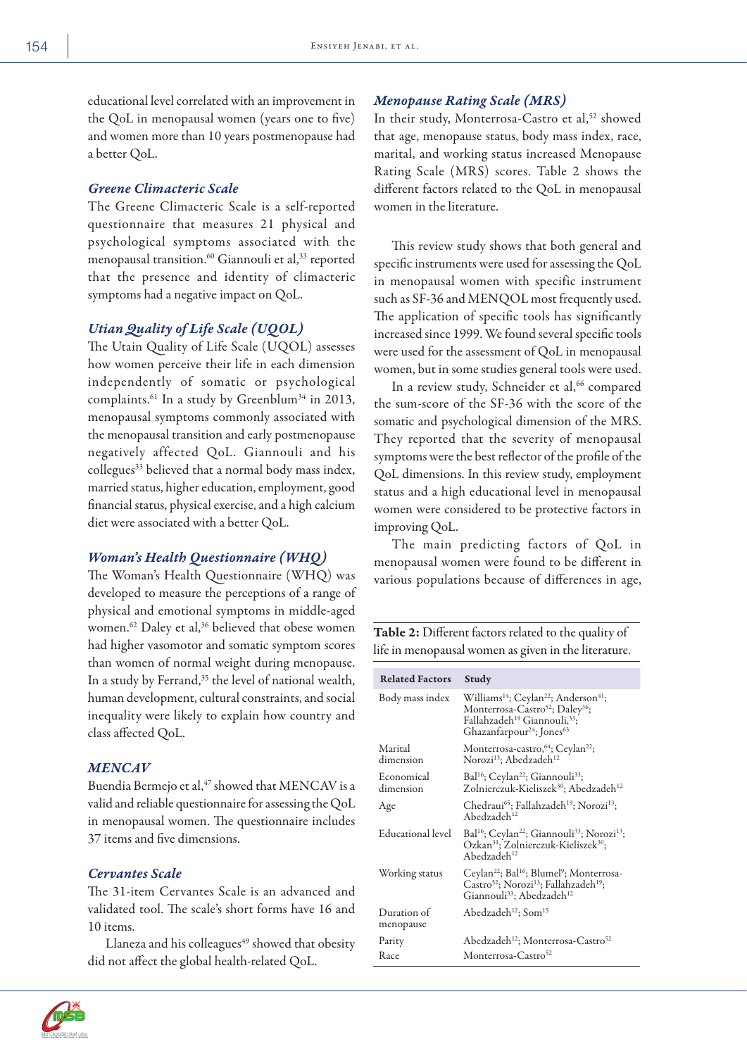educational level correlated with an improvement in the QoL in menopausal women (years one to five) and women more than 10 years postmenopause had a better QoL.

### *Greene Climacteric Scale*

The Greene Climacteric Scale is a self-reported questionnaire that measures 21 physical and psychological symptoms associated with the menopausal transition.[60] Giannouli et al,[33] reported that the presence and identity of climacteric symptoms had a negative impact on QoL.

### *Utian Quality of Life Scale (UQOL)*

The Utain Quality of Life Scale (UQOL) assesses how women perceive their life in each dimension independently of somatic or psychological complaints.[61] In a study by Greenblum[34] in 2013, menopausal symptoms commonly associated with the menopausal transition and early postmenopause negatively affected QoL. Giannouli and his collegues[33] believed that a normal body mass index, married status, higher education, employment, good financial status, physical exercise, and a high calcium diet were associated with a better QoL.

### *Woman's Health Questionnaire (WHQ)*

The Woman's Health Questionnaire (WHQ) was developed to measure the perceptions of a range of physical and emotional symptoms in middle-aged women.[62] Daley et al,[36] believed that obese women had higher vasomotor and somatic symptom scores than women of normal weight during menopause. In a study by Ferrand,[35] the level of national wealth, human development, cultural constraints, and social inequality were likely to explain how country and class affected QoL.

### *MENCAV*

Buendia Bermejo et al,[47] showed that MENCAV is a valid and reliable questionnaire for assessing the QoL in menopausal women. The questionnaire includes 37 items and five dimensions.

### *Cervantes Scale*

The 31-item Cervantes Scale is an advanced and validated tool. The scale's short forms have 16 and 10 items.

Llaneza and his colleagues[49] showed that obesity did not affect the global health-related QoL.

### *Menopause Rating Scale (MRS)*

In their study, Monterrosa-Castro et al,[52] showed that age, menopause status, body mass index, race, marital, and working status increased Menopause Rating Scale (MRS) scores. Table 2 shows the different factors related to the QoL in menopausal women in the literature.

This review study shows that both general and specific instruments were used for assessing the QoL in menopausal women with specific instrument such as SF-36 and MENQOL most frequently used. The application of specific tools has significantly increased since 1999. We found several specific tools were used for the assessment of QoL in menopausal women, but in some studies general tools were used.

In a review study, Schneider et al,[66] compared the sum-score of the SF-36 with the score of the somatic and psychological dimension of the MRS. They reported that the severity of menopausal symptoms were the best reflector of the profile of the QoL dimensions. In this review study, employment status and a high educational level in menopausal women were considered to be protective factors in improving QoL.

The main predicting factors of QoL in menopausal women were found to be different in various populations because of differences in age,

**Table 2:** Different factors related to the quality of life in menopausal women as given in the literature.

| Related Factors | Study |
|---|---|
| Body mass index | Williams[14]; Ceylan[22]; Anderson[41]; Monterrosa-Castro[52]; Daley[36]; Fallahzadeh[19] Giannouli,[33]; Ghazanfarpour[24]; Jones[63] |
| Marital dimension | Monterrosa-castro,[64]; Ceylan[22]; Norozi[13]; Abedzadeh[12] |
| Economical dimension | Bal[16]; Ceylan[22]; Giannouli[33]; Zolnierczuk-Kieliszek[30]; Abedzadeh[12] |
| Age | Chedraui[65]; Fallahzadeh[19]; Norozi[13]; Abedzadeh[12] |
| Educational level | Bal[16]; Ceylan[22]; Giannouli[33]; Norozi[13]; Ozkan[31]; Zolnierczuk-Kieliszek[30]; Abedzadeh[12] |
| Working status | Ceylan[22]; Bal[16]; Blumel[9]; Monterrosa-Castro[52]; Norozi[13]; Fallahzadeh[19]; Giannouli[33]; Abedzadeh[12] |
| Duration of menopause | Abedzadeh[12]; Som[15] |
| Parity | Abedzadeh[12]; Monterrosa-Castro[52] |
| Race | Monterrosa-Castro[52] |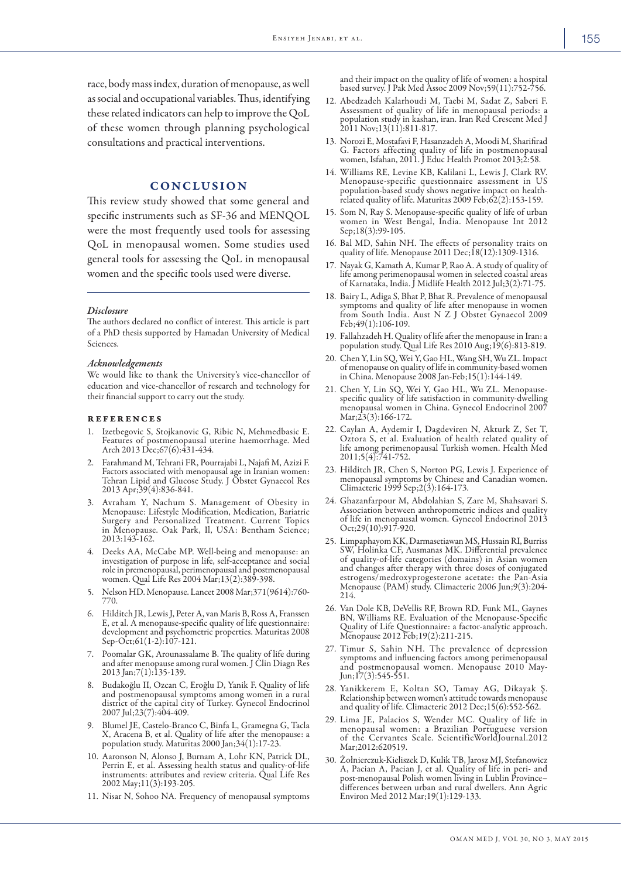race, body mass index, duration of menopause, as well as social and occupational variables. Thus, identifying these related indicators can help to improve the QoL of these women through planning psychological consultations and practical interventions.

## CONCLUSION

This review study showed that some general and specific instruments such as SF-36 and MENQOL were the most frequently used tools for assessing QoL in menopausal women. Some studies used general tools for assessing the QoL in menopausal women and the specific tools used were diverse.

### *Disclosure*

The authors declared no conflict of interest. This article is part of a PhD thesis supported by Hamadan University of Medical Sciences.

### *Acknowledgements*

We would like to thank the University's vice-chancellor of education and vice-chancellor of research and technology for their financial support to carry out the study.

### REFERENCES

1. Izetbegovic S, Stojkanovic G, Ribic N, Mehmedbasic E. Features of postmenopausal uterine haemorrhage. Med Arch 2013 Dec;67(6):431-434.
2. Farahmand M, Tehrani FR, Pourrajabi L, Najafi M, Azizi F. Factors associated with menopausal age in Iranian women: Tehran Lipid and Glucose Study. J Obstet Gynaecol Res 2013 Apr;39(4):836-841.
3. Avraham Y, Nachum S. Management of Obesity in Menopause: Lifestyle Modification, Medication, Bariatric Surgery and Personalized Treatment. Current Topics in Menopause. Oak Park, Il, USA: Bentham Science; 2013:143-162.
4. Deeks AA, McCabe MP. Well-being and menopause: an investigation of purpose in life, self-acceptance and social role in premenopausal, perimenopausal and postmenopausal women. Qual Life Res 2004 Mar;13(2):389-398.
5. Nelson HD. Menopause. Lancet 2008 Mar;371(9614):760-770.
6. Hilditch JR, Lewis J, Peter A, van Maris B, Ross A, Franssen E, et al. A menopause-specific quality of life questionnaire: development and psychometric properties. Maturitas 2008 Sep-Oct;61(1-2):107-121.
7. Poomalar GK, Arounassalame B. The quality of life during and after menopause among rural women. J Clin Diagn Res 2013 Jan;7(1):135-139.
8. Budakoğlu II, Ozcan C, Eroğlu D, Yanik F. Quality of life and postmenopausal symptoms among women in a rural district of the capital city of Turkey. Gynecol Endocrinol 2007 Jul;23(7):404-409.
9. Blumel JE, Castelo-Branco C, Binfa L, Gramegna G, Tacla X, Aracena B, et al. Quality of life after the menopause: a population study. Maturitas 2000 Jan;34(1):17-23.
10. Aaronson N, Alonso J, Burnam A, Lohr KN, Patrick DL, Perrin E, et al. Assessing health status and quality-of-life instruments: attributes and review criteria. Qual Life Res 2002 May;11(3):193-205.
11. Nisar N, Sohoo NA. Frequency of menopausal symptoms and their impact on the quality of life of women: a hospital based survey. J Pak Med Assoc 2009 Nov;59(11):752-756.
12. Abedzadeh Kalarhoudi M, Taebi M, Sadat Z, Saberi F. Assessment of quality of life in menopausal periods: a population study in kashan, iran. Iran Red Crescent Med J 2011 Nov;13(11):811-817.
13. Norozi E, Mostafavi F, Hasanzadeh A, Moodi M, Sharifirad G. Factors affecting quality of life in postmenopausal women, Isfahan, 2011. J Educ Health Promot 2013;2:58.
14. Williams RE, Levine KB, Kalilani L, Lewis J, Clark RV. Menopause-specific questionnaire assessment in US population-based study shows negative impact on health-related quality of life. Maturitas 2009 Feb;62(2):153-159.
15. Som N, Ray S. Menopause-specific quality of life of urban women in West Bengal, India. Menopause Int 2012 Sep;18(3):99-105.
16. Bal MD, Sahin NH. The effects of personality traits on quality of life. Menopause 2011 Dec;18(12):1309-1316.
17. Nayak G, Kamath A, Kumar P, Rao A. A study of quality of life among perimenopausal women in selected coastal areas of Karnataka, India. J Midlife Health 2012 Jul;3(2):71-75.
18. Bairy L, Adiga S, Bhat P, Bhat R. Prevalence of menopausal symptoms and quality of life after menopause in women from South India. Aust N Z J Obstet Gynaecol 2009 Feb;49(1):106-109.
19. Fallahzadeh H. Quality of life after the menopause in Iran: a population study. Qual Life Res 2010 Aug;19(6):813-819.
20. Chen Y, Lin SQ, Wei Y, Gao HL, Wang SH, Wu ZL. Impact of menopause on quality of life in community-based women in China. Menopause 2008 Jan-Feb;15(1):144-149.
21. Chen Y, Lin SQ, Wei Y, Gao HL, Wu ZL. Menopause-specific quality of life satisfaction in community-dwelling menopausal women in China. Gynecol Endocrinol 2007 Mar;23(3):166-172.
22. Caylan A, Aydemir I, Dagdeviren N, Akturk Z, Set T, Oztora S, et al. Evaluation of health related quality of life among perimenopausal Turkish women. Health Med 2011;5(4):741-752.
23. Hilditch JR, Chen S, Norton PG, Lewis J. Experience of menopausal symptoms by Chinese and Canadian women. Climacteric 1999 Sep;2(3):164-173.
24. Ghazanfarpour M, Abdolahian S, Zare M, Shahsavari S. Association between anthropometric indices and quality of life in menopausal women. Gynecol Endocrinol 2013 Oct;29(10):917-920.
25. Limpaphayom KK, Darmasetiawan MS, Hussain RI, Burriss SW, Holinka CF, Ausmanas MK. Differential prevalence of quality-of-life categories (domains) in Asian women and changes after therapy with three doses of conjugated estrogens/medroxyprogesterone acetate: the Pan-Asia Menopause (PAM) study. Climacteric 2006 Jun;9(3):204-214.
26. Van Dole KB, DeVellis RF, Brown RD, Funk ML, Gaynes BN, Williams RE. Evaluation of the Menopause-Specific Quality of Life Questionnaire: a factor-analytic approach. Menopause 2012 Feb;19(2):211-215.
27. Timur S, Sahin NH. The prevalence of depression symptoms and influencing factors among perimenopausal and postmenopausal women. Menopause 2010 May-Jun;17(3):545-551.
28. Yanikkerem E, Koltan SO, Tamay AG, Dikayak Ş. Relationship between women's attitude towards menopause and quality of life. Climacteric 2012 Dec;15(6):552-562.
29. Lima JE, Palacios S, Wender MC. Quality of life in menopausal women: a Brazilian Portuguese version of the Cervantes Scale. ScientificWorldJournal.2012 Mar;2012:620519.
30. Żołnierczuk-Kieliszek D, Kulik TB, Jarosz MJ, Stefanowicz A, Pacian A, Pacian J, et al. Quality of life in peri- and post-menopausal Polish women living in Lublin Province– differences between urban and rural dwellers. Ann Agric Environ Med 2012 Mar;19(1):129-133.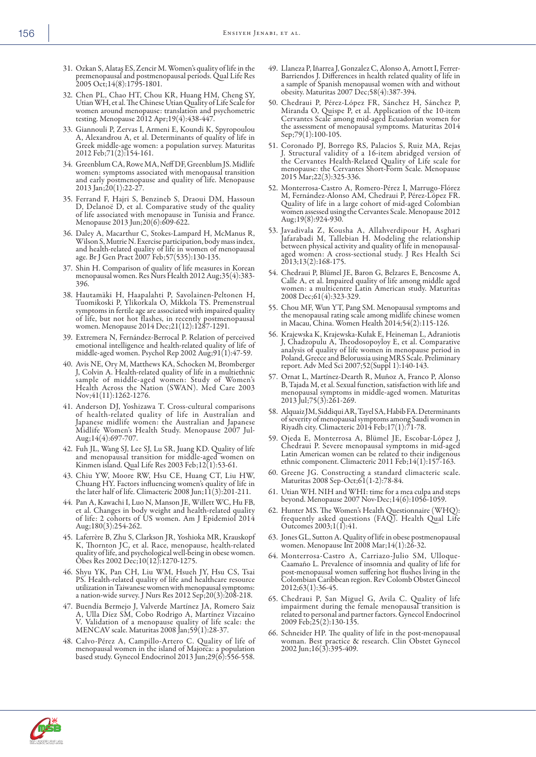31. Ozkan S, Alataş ES, Zencir M. Women's quality of life in the premenopausal and postmenopausal periods. Qual Life Res 2005 Oct;14(8):1795-1801.
32. Chen PL, Chao HT, Chou KR, Huang HM, Cheng SY, Utian WH, et al. The Chinese Utian Quality of Life Scale for women around menopause: translation and psychometric testing. Menopause 2012 Apr;19(4):438-447.
33. Giannouli P, Zervas I, Armeni E, Koundi K, Spyropoulou A, Alexandrou A, et al. Determinants of quality of life in Greek middle-age women: a population survey. Maturitas 2012 Feb;71(2):154-161.
34. Greenblum CA, Rowe MA, Neff DF, Greenblum JS. Midlife women: symptoms associated with menopausal transition and early postmenopause and quality of life. Menopause 2013 Jan;20(1):22-27.
35. Ferrand F, Hajri S, Benzineb S, Draoui DM, Hassoun D, Delanoë D, et al. Comparative study of the quality of life associated with menopause in Tunisia and France. Menopause 2013 Jun;20(6):609-622.
36. Daley A, Macarthur C, Stokes-Lampard H, McManus R, Wilson S, Mutrie N. Exercise participation, body mass index, and health-related quality of life in women of menopausal age. Br J Gen Pract 2007 Feb;57(535):130-135.
37. Shin H. Comparison of quality of life measures in Korean menopausal women. Res Nurs Health 2012 Aug;35(4):383-396.
38. Hautamäki H, Haapalahti P, Savolainen-Peltonen H, Tuomikoski P, Ylikorkala O, Mikkola TS. Premenstrual symptoms in fertile age are associated with impaired quality of life, but not hot flashes, in recently postmenopausal women. Menopause 2014 Dec;21(12):1287-1291.
39. Extremera N, Fernández-Berrocal P. Relation of perceived emotional intelligence and health-related quality of life of middle-aged women. Psychol Rep 2002 Aug;91(1):47-59.
40. Avis NE, Ory M, Matthews KA, Schocken M, Bromberger J, Colvin A. Health-related quality of life in a multiethnic sample of middle-aged women: Study of Women's Health Across the Nation (SWAN). Med Care 2003 Nov;41(11):1262-1276.
41. Anderson DJ, Yoshizawa T. Cross-cultural comparisons of health-related quality of life in Australian and Japanese midlife women: the Australian and Japanese Midlife Women's Health Study. Menopause 2007 Jul-Aug;14(4):697-707.
42. Fuh JL, Wang SJ, Lee SJ, Lu SR, Juang KD. Quality of life and menopausal transition for middle-aged women on Kinmen island. Qual Life Res 2003 Feb;12(1):53-61.
43. Chiu YW, Moore RW, Hsu CE, Huang CT, Liu HW, Chuang HY. Factors influencing women's quality of life in the later half of life. Climacteric 2008 Jun;11(3):201-211.
44. Pan A, Kawachi I, Luo N, Manson JE, Willett WC, Hu FB, et al. Changes in body weight and health-related quality of life: 2 cohorts of US women. Am J Epidemiol 2014 Aug;180(3):254-262.
45. Laferrère B, Zhu S, Clarkson JR, Yoshioka MR, Krauskopf K, Thornton JC, et al. Race, menopause, health-related quality of life, and psychological well-being in obese women. Obes Res 2002 Dec;10(12):1270-1275.
46. Shyu YK, Pan CH, Liu WM, Hsueh JY, Hsu CS, Tsai PS. Health-related quality of life and healthcare resource utilization in Taiwanese women with menopausal symptoms: a nation-wide survey. J Nurs Res 2012 Sep;20(3):208-218.
47. Buendía Bermejo J, Valverde Martínez JA, Romero Saiz A, Ulla Díez SM, Cobo Rodrigo A, Martínez Vizcaíno V. Validation of a menopause quality of life scale: the MENCAV scale. Maturitas 2008 Jan;59(1):28-37.
48. Calvo-Pérez A, Campillo-Artero C. Quality of life of menopausal women in the island of Majorca: a population based study. Gynecol Endocrinol 2013 Jun;29(6):556-558.
49. Llaneza P, Iñarrea J, Gonzalez C, Alonso A, Arnott I, Ferrer-Barriendos J. Differences in health related quality of life in a sample of Spanish menopausal women with and without obesity. Maturitas 2007 Dec;58(4):387-394.
50. Chedraui P, Pérez-López FR, Sánchez H, Sánchez P, Miranda O, Quispe P, et al. Application of the 10-item Cervantes Scale among mid-aged Ecuadorian women for the assessment of menopausal symptoms. Maturitas 2014 Sep;79(1):100-105.
51. Coronado PJ, Borrego RS, Palacios S, Ruiz MA, Rejas J. Structural validity of a 16-item abridged version of the Cervantes Health-Related Quality of Life scale for menopause: the Cervantes Short-Form Scale. Menopause 2015 Mar;22(3):325-336.
52. Monterrosa-Castro A, Romero-Pérez I, Marrugo-Flórez M, Fernández-Alonso AM, Chedraui P, Pérez-López FR. Quality of life in a large cohort of mid-aged Colombian women assessed using the Cervantes Scale. Menopause 2012 Aug;19(8):924-930.
53. Javadivala Z, Kousha A, Allahverdipour H, Asghari Jafarabadi M, Tallebian H. Modeling the relationship between physical activity and quality of life in menopausal-aged women: A cross-sectional study. J Res Health Sci 2013;13(2):168-175.
54. Chedraui P, Blümel JE, Baron G, Belzares E, Bencosme A, Calle A, et al. Impaired quality of life among middle aged women: a multicentre Latin American study. Maturitas 2008 Dec;61(4):323-329.
55. Chou MF, Wun YT, Pang SM. Menopausal symptoms and the menopausal rating scale among midlife chinese women in Macau, China. Women Health 2014;54(2):115-126.
56. Krajewska K, Krajewska-Kułak E, Heineman L, Adraniotis J, Chadzopulu A, Theodosopoyloy E, et al. Comparative analysis of quality of life women in menopause period in Poland, Greece and Belorussia using MRS Scale. Preliminary report. Adv Med Sci 2007;52(Suppl 1):140-143.
57. Ornat L, Martínez-Dearth R, Muñoz A, Franco P, Alonso B, Tajada M, et al. Sexual function, satisfaction with life and menopausal symptoms in middle-aged women. Maturitas 2013 Jul;75(3):261-269.
58. Alquaiz JM, Siddiqui AR, Tayel SA, Habib FA. Determinants of severity of menopausal symptoms among Saudi women in Riyadh city. Climacteric 2014 Feb;17(1):71-78.
59. Ojeda E, Monterrosa A, Blümel JE, Escobar-López J, Chedraui P. Severe menopausal symptoms in mid-aged Latin American women can be related to their indigenous ethnic component. Climacteric 2011 Feb;14(1):157-163.
60. Greene JG. Constructing a standard climacteric scale. Maturitas 2008 Sep-Oct;61(1-2):78-84.
61. Utian WH. NIH and WHI: time for a mea culpa and steps beyond. Menopause 2007 Nov-Dec;14(6):1056-1059.
62. Hunter MS. The Women's Health Questionnaire (WHQ): frequently asked questions (FAQ). Health Qual Life Outcomes 2003;1(1):41.
63. Jones GL, Sutton A. Quality of life in obese postmenopausal women. Menopause Int 2008 Mar;14(1):26-32.
64. Monterrosa-Castro A, Carriazo-Julio SM, Ulloque-Caamaño L. Prevalence of insomnia and quality of life for post-menopausal women suffering hot flushes living in the Colombian Caribbean region. Rev Colomb Obstet Ginecol 2012;63(1):36-45.
65. Chedraui P, San Miguel G, Avila C. Quality of life impairment during the female menopausal transition is related to personal and partner factors. Gynecol Endocrinol 2009 Feb;25(2):130-135.
66. Schneider HP. The quality of life in the post-menopausal woman. Best practice & research. Clin Obstet Gynecol 2002 Jun;16(3):395-409.